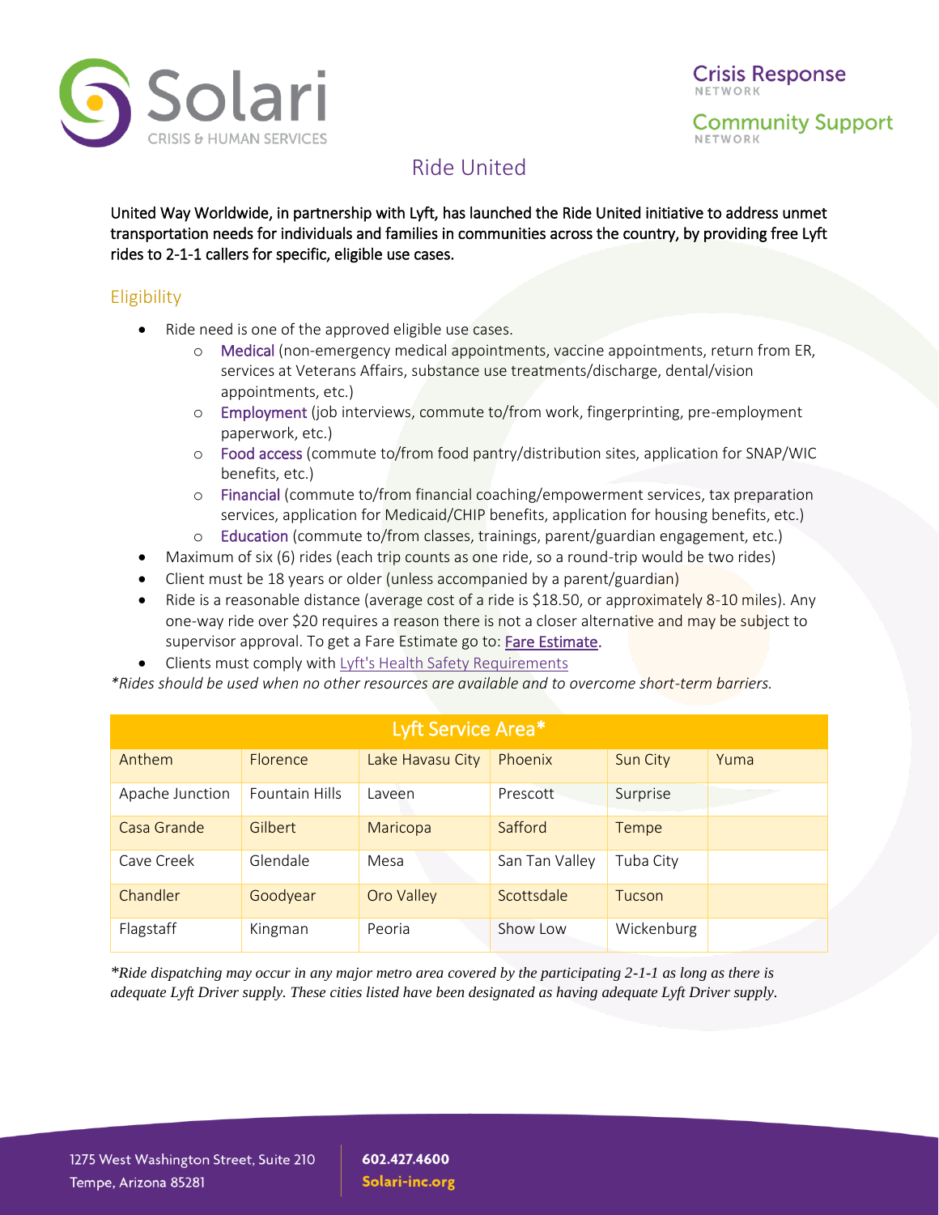Solari

CRISIS & HUMAN SERVICES

Crisis Response NETWORK

Community Support NETWORK

# Ride United

**United Way Worldwide, in partnership with Lyft, has launched the Ride United initiative to address unmet transportation needs for individuals and families in communities across the country, by providing free Lyft rides to 2-1-1 callers for specific, eligible use cases.**

## Eligibility

- Ride need is one of the approved eligible use cases.
  - Medical (non-emergency medical appointments, vaccine appointments, return from ER, services at Veterans Affairs, substance use treatments/discharge, dental/vision appointments, etc.)
  - Employment (job interviews, commute to/from work, fingerprinting, pre-employment paperwork, etc.)
  - Food access (commute to/from food pantry/distribution sites, application for SNAP/WIC benefits, etc.)
  - Financial (commute to/from financial coaching/empowerment services, tax preparation services, application for Medicaid/CHIP benefits, application for housing benefits, etc.)
  - Education (commute to/from classes, trainings, parent/guardian engagement, etc.)
- Maximum of six (6) rides (each trip counts as one ride, so a round-trip would be two rides)
- Client must be 18 years or older (unless accompanied by a parent/guardian)
- Ride is a reasonable distance (average cost of a ride is $18.50, or approximately 8-10 miles). Any one-way ride over $20 requires a reason there is not a closer alternative and may be subject to supervisor approval. To get a Fare Estimate go to: Fare Estimate.
- Clients must comply with Lyft's Health Safety Requirements

*\*Rides should be used when no other resources are available and to overcome short-term barriers.*

| Lyft Service Area* | | | | | |
|---|---|---|---|---|---|
| Anthem | Florence | Lake Havasu City | Phoenix | Sun City | Yuma |
| Apache Junction | Fountain Hills | Laveen | Prescott | Surprise | |
| Casa Grande | Gilbert | Maricopa | Safford | Tempe | |
| Cave Creek | Glendale | Mesa | San Tan Valley | Tuba City | |
| Chandler | Goodyear | Oro Valley | Scottsdale | Tucson | |
| Flagstaff | Kingman | Peoria | Show Low | Wickenburg | |

*\*Ride dispatching may occur in any major metro area covered by the participating 2-1-1 as long as there is adequate Lyft Driver supply. These cities listed have been designated as having adequate Lyft Driver supply.*

1275 West Washington Street, Suite 210
Tempe, Arizona 85281

**602.427.4600**
**Solari-inc.org**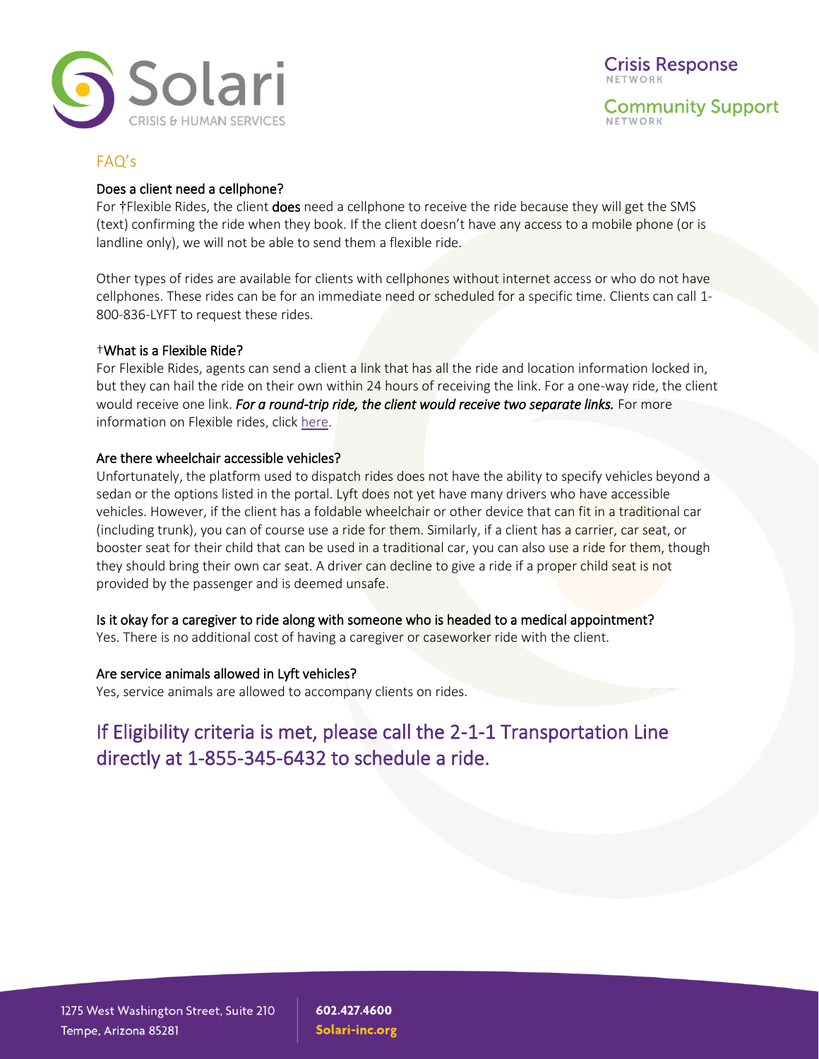## FAQ's

### Does a client need a cellphone?

For †Flexible Rides, the client **does** need a cellphone to receive the ride because they will get the SMS (text) confirming the ride when they book. If the client doesn't have any access to a mobile phone (or is landline only), we will not be able to send them a flexible ride.

Other types of rides are available for clients with cellphones without internet access or who do not have cellphones. These rides can be for an immediate need or scheduled for a specific time. Clients can call 1-800-836-LYFT to request these rides.

### †What is a Flexible Ride?

For Flexible Rides, agents can send a client a link that has all the ride and location information locked in, but they can hail the ride on their own within 24 hours of receiving the link. For a one-way ride, the client would receive one link. ***For a round-trip ride, the client would receive two separate links.*** For more information on Flexible rides, click here.

### Are there wheelchair accessible vehicles?

Unfortunately, the platform used to dispatch rides does not have the ability to specify vehicles beyond a sedan or the options listed in the portal. Lyft does not yet have many drivers who have accessible vehicles. However, if the client has a foldable wheelchair or other device that can fit in a traditional car (including trunk), you can of course use a ride for them. Similarly, if a client has a carrier, car seat, or booster seat for their child that can be used in a traditional car, you can also use a ride for them, though they should bring their own car seat. A driver can decline to give a ride if a proper child seat is not provided by the passenger and is deemed unsafe.

### Is it okay for a caregiver to ride along with someone who is headed to a medical appointment?

Yes. There is no additional cost of having a caregiver or caseworker ride with the client.

### Are service animals allowed in Lyft vehicles?

Yes, service animals are allowed to accompany clients on rides.

## If Eligibility criteria is met, please call the 2-1-1 Transportation Line directly at 1-855-345-6432 to schedule a ride.